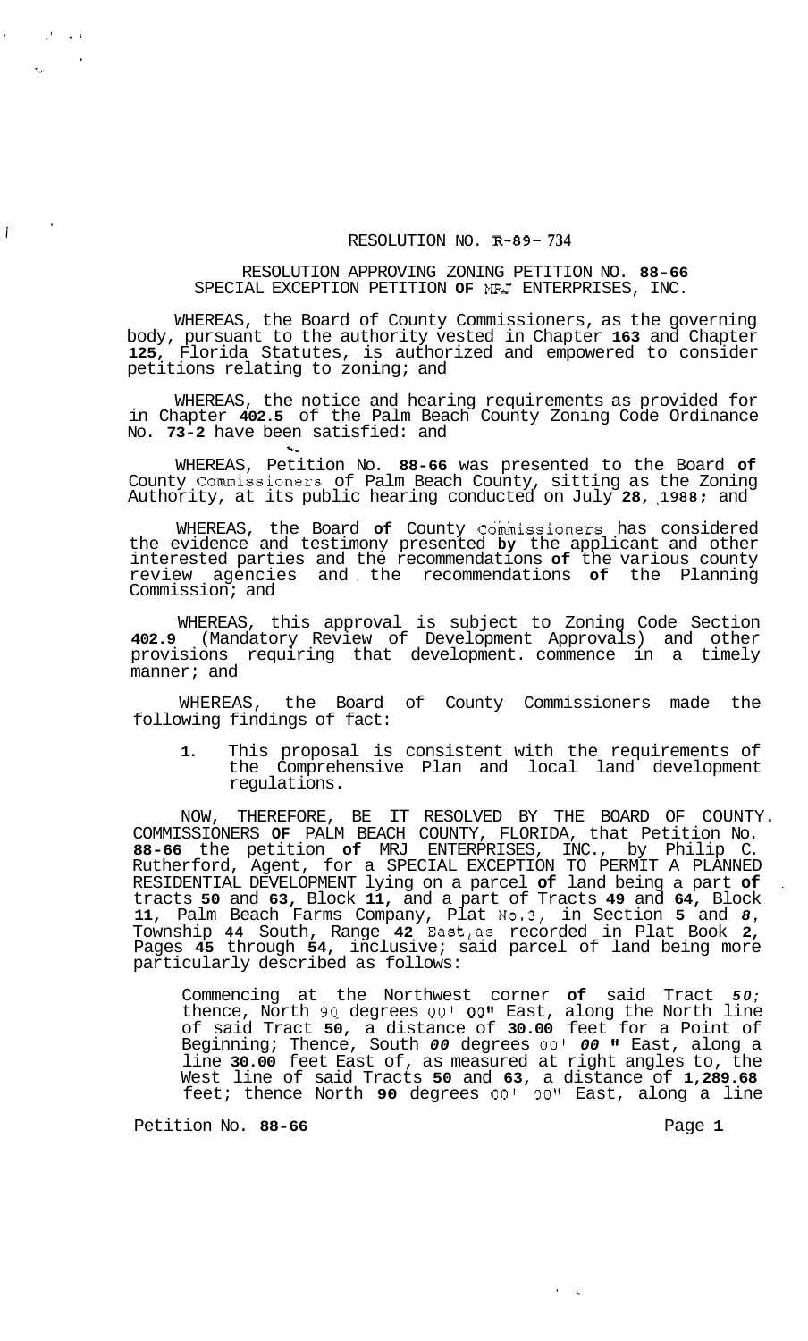RESOLUTION NO. R-89- 734

RESOLUTION APPROVING ZONING PETITION NO. **88-66**
SPECIAL EXCEPTION PETITION **OF** MRJ ENTERPRISES, INC.

WHEREAS, the Board of County Commissioners, as the governing body, pursuant to the authority vested in Chapter **163** and Chapter **125**, Florida Statutes, is authorized and empowered to consider petitions relating to zoning; and

WHEREAS, the notice and hearing requirements as provided for in Chapter **402.5** of the Palm Beach County Zoning Code Ordinance No. **73-2** have been satisfied: and

WHEREAS, Petition No. **88-66** was presented to the Board **of** County Commissioners of Palm Beach County, sitting as the Zoning Authority, at its public hearing conducted on July **28, 1988;** and

WHEREAS, the Board **of** County Commissioners has considered the evidence and testimony presented **by** the applicant and other interested parties and the recommendations **of** the various county review agencies and the recommendations **of** the Planning Commission; and

WHEREAS, this approval is subject to Zoning Code Section **402.9** (Mandatory Review of Development Approvals) and other provisions requiring that development. commence in a timely manner; and

WHEREAS, the Board of County Commissioners made the following findings of fact:

1. This proposal is consistent with the requirements of the Comprehensive Plan and local land development regulations.

NOW, THEREFORE, BE IT RESOLVED BY THE BOARD OF COUNTY. COMMISSIONERS **OF** PALM BEACH COUNTY, FLORIDA, that Petition No. **88-66** the petition **of** MRJ ENTERPRISES, INC., by Philip C. Rutherford, Agent, for a SPECIAL EXCEPTION TO PERMIT A PLANNED RESIDENTIAL DEVELOPMENT lying on a parcel **of** land being a part **of** tracts **50** and **63,** Block **11,** and a part of Tracts **49** and **64,** Block **11,** Palm Beach Farms Company, Plat No.3, in Section **5** and ***8***, Township **44** South, Range **42** East, as recorded in Plat Book **2,** Pages **45** through **54,** inclusive; said parcel of land being more particularly described as follows:

Commencing at the Northwest corner **of** said Tract ***50;*** thence, North 90 degrees 00' 00" East, along the North line of said Tract **50,** a distance of **30.00** feet for a Point of Beginning; Thence, South ***00*** degrees 00' ***00*** " East, along a line **30.00** feet East of, as measured at right angles to, the West line of said Tracts **50** and **63,** a distance of **1,289.68** feet; thence North **90** degrees 00' 00" East, along a line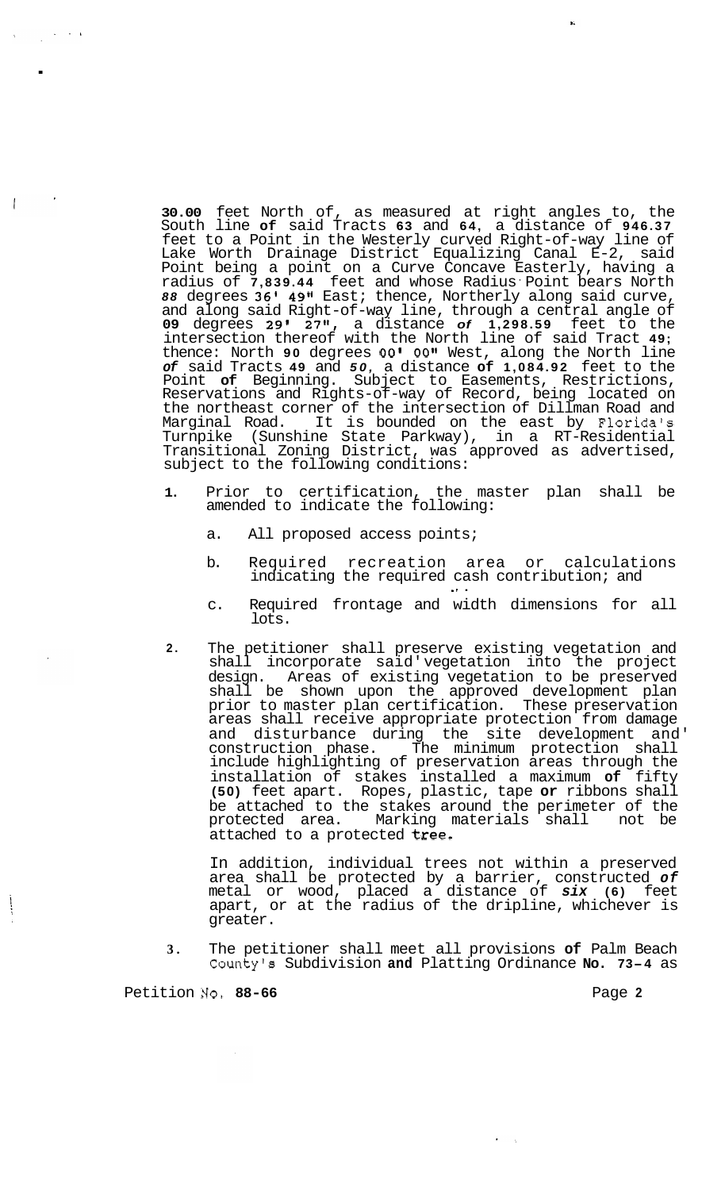30.00 feet North of, as measured at right angles to, the South line of said Tracts 63 and 64, a distance of 946.37 feet to a Point in the Westerly curved Right-of-way line of Lake Worth Drainage District Equalizing Canal E-2, said Point being a point on a Curve Concave Easterly, having a radius of 7,839.44 feet and whose Radius Point bears North 88 degrees 36' 49" East; thence, Northerly along said curve, and along said Right-of-way line, through a central angle of 09 degrees 29' 27", a distance of 1,298.59 feet to the intersection thereof with the North line of said Tract 49; thence: North 90 degrees 00' 00" West, along the North line of said Tracts 49 and 50, a distance of 1,084.92 feet to the Point of Beginning. Subject to Easements, Restrictions, Reservations and Rights-of-way of Record, being located on the northeast corner of the intersection of Dillman Road and Marginal Road. It is bounded on the east by Florida's Turnpike (Sunshine State Parkway), in a RT-Residential Transitional Zoning District, was approved as advertised, subject to the following conditions:

1. Prior to certification, the master plan shall be amended to indicate the following:

   a. All proposed access points;

   b. Required recreation area or calculations indicating the required cash contribution; and

   c. Required frontage and width dimensions for all lots.

2. The petitioner shall preserve existing vegetation and shall incorporate said vegetation into the project design. Areas of existing vegetation to be preserved shall be shown upon the approved development plan prior to master plan certification. These preservation areas shall receive appropriate protection from damage and disturbance during the site development and construction phase. The minimum protection shall include highlighting of preservation areas through the installation of stakes installed a maximum of fifty (50) feet apart. Ropes, plastic, tape or ribbons shall be attached to the stakes around the perimeter of the protected area. Marking materials shall not be attached to a protected tree.

   In addition, individual trees not within a preserved area shall be protected by a barrier, constructed of metal or wood, placed a distance of six (6) feet apart, or at the radius of the dripline, whichever is greater.

3. The petitioner shall meet all provisions of Palm Beach County's Subdivision and Platting Ordinance No. 73-4 as

Petition No. 88-66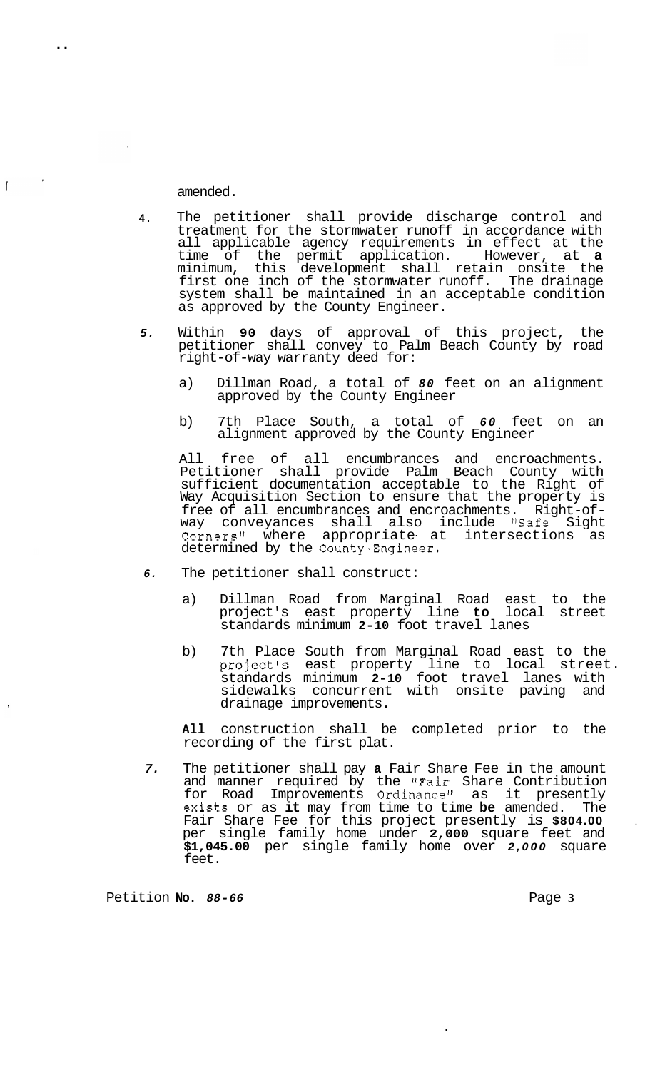amended.

4. The petitioner shall provide discharge control and treatment for the stormwater runoff in accordance with all applicable agency requirements in effect at the time of the permit application. However, at **a** minimum, this development shall retain onsite the first one inch of the stormwater runoff. The drainage system shall be maintained in an acceptable condition as approved by the County Engineer.

5. Within **90** days of approval of this project, the petitioner shall convey to Palm Beach County by road right-of-way warranty deed for:

   a) Dillman Road, a total of *80* feet on an alignment approved by the County Engineer

   b) 7th Place South, a total of *60* feet on an alignment approved by the County Engineer

   All free of all encumbrances and encroachments. Petitioner shall provide Palm Beach County with sufficient documentation acceptable to the Right of Way Acquisition Section to ensure that the property is free of all encumbrances and encroachments. Right-of-way conveyances shall also include "Safe Sight Corners" where appropriate at intersections as determined by the County Engineer.

6. The petitioner shall construct:

   a) Dillman Road from Marginal Road east to the project's east property line **to** local street standards minimum **2-10** foot travel lanes

   b) 7th Place South from Marginal Road east to the project's east property line to local street. standards minimum **2-10** foot travel lanes with sidewalks concurrent with onsite paving and drainage improvements.

   **All** construction shall be completed prior to the recording of the first plat.

7. The petitioner shall pay **a** Fair Share Fee in the amount and manner required by the "Fair Share Contribution for Road Improvements Ordinance" as it presently exists or as **it** may from time to time **be** amended. The Fair Share Fee for this project presently is **$804.00** per single family home under **2,000** square feet and **$1,045.00** per single family home over *2,000* square feet.

Petition **No.** *88-66*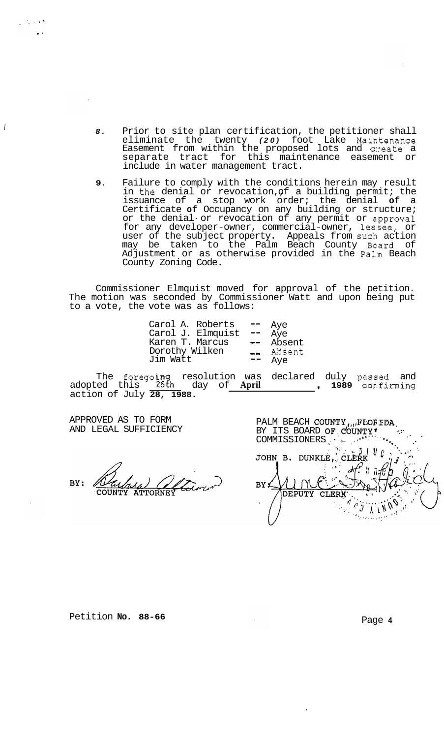8. Prior to site plan certification, the petitioner shall eliminate the twenty *(20)* foot Lake Maintenance Easement from within the proposed lots and create a separate tract for this maintenance easement or include in water management tract.

9. Failure to comply with the conditions herein may result in the denial or revocation of a building permit; the issuance of a stop work order; the denial **of** a Certificate **of** Occupancy on any building or structure; or the denial or revocation of any permit or approval for any developer-owner, commercial-owner, lessee, or user of the subject property. Appeals from such action may be taken to the Palm Beach County Board of Adjustment or as otherwise provided in the Palm Beach County Zoning Code.

Commissioner Elmquist moved for approval of the petition. The motion was seconded by Commissioner Watt and upon being put to a vote, the vote was as follows:

| | | |
|---|---|---|
| Carol A. Roberts | -- | Aye |
| Carol J. Elmquist | -- | Aye |
| Karen T. Marcus | -- | Absent |
| Dorothy Wilken | -- | Absent |
| Jim Watt | -- | Aye |

The foregoing resolution was declared duly passed and adopted this 25th day of **April**, **1989** confirming action of July **28, 1988**.

APPROVED AS TO FORM
AND LEGAL SUFFICIENCY

BY: COUNTY ATTORNEY

PALM BEACH COUNTY, FLORIDA
BY ITS BOARD OF COUNTY COMMISSIONERS

JOHN B. DUNKLE, CLERK

BY: DEPUTY CLERK

Petition **No. 88-66**